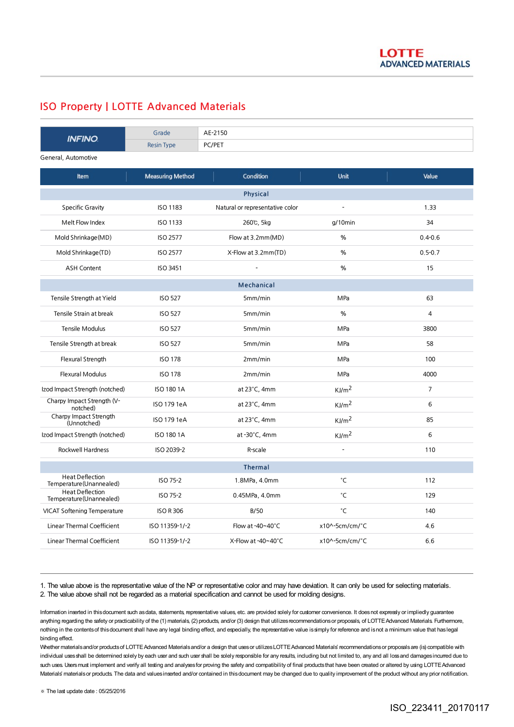LOTTE ADVANCED MATERIALS

## ISO Property | LOTTE Advanced Materials

| INFINO | Grade | AE-2150 |
|---|---|---|
| | Resin Type | PC/PET |

General, Automotive

| Item | Measuring Method | Condition | Unit | Value |
|---|---|---|---|---|
| **Physical** | | | | |
| Specific Gravity | ISO 1183 | Natural or representative color | - | 1.33 |
| Melt Flow Index | ISO 1133 | 260℃, 5kg | g/10min | 34 |
| Mold Shrinkage(MD) | ISO 2577 | Flow at 3.2mm(MD) | % | 0.4-0.6 |
| Mold Shrinkage(TD) | ISO 2577 | X-Flow at 3.2mm(TD) | % | 0.5-0.7 |
| ASH Content | ISO 3451 | - | % | 15 |
| **Mechanical** | | | | |
| Tensile Strength at Yield | ISO 527 | 5mm/min | MPa | 63 |
| Tensile Strain at break | ISO 527 | 5mm/min | % | 4 |
| Tensile Modulus | ISO 527 | 5mm/min | MPa | 3800 |
| Tensile Strength at break | ISO 527 | 5mm/min | MPa | 58 |
| Flexural Strength | ISO 178 | 2mm/min | MPa | 100 |
| Flexural Modulus | ISO 178 | 2mm/min | MPa | 4000 |
| Izod Impact Strength (notched) | ISO 180 1A | at 23°C, 4mm | $KJ/m^2$ | 7 |
| Charpy Impact Strength (V-notched) | ISO 179 1eA | at 23°C, 4mm | $KJ/m^2$ | 6 |
| Charpy Impact Strength (Unnotched) | ISO 179 1eA | at 23°C, 4mm | $KJ/m^2$ | 85 |
| Izod Impact Strength (notched) | ISO 180 1A | at -30°C, 4mm | $KJ/m^2$ | 6 |
| Rockwell Hardness | ISO 2039-2 | R-scale | - | 110 |
| **Thermal** | | | | |
| Heat Deflection Temperature(Unannealed) | ISO 75-2 | 1.8MPa, 4.0mm | °C | 112 |
| Heat Deflection Temperature(Unannealed) | ISO 75-2 | 0.45MPa, 4.0mm | °C | 129 |
| VICAT Softening Temperature | ISO R 306 | B/50 | °C | 140 |
| Linear Thermal Coefficient | ISO 11359-1/-2 | Flow at -40~40°C | x10^-5cm/cm/°C | 4.6 |
| Linear Thermal Coefficient | ISO 11359-1/-2 | X-Flow at -40~40°C | x10^-5cm/cm/°C | 6.6 |

1. The value above is the representative value of the NP or representative color and may have deviation. It can only be used for selecting materials.
2. The value above shall not be regarded as a material specification and cannot be used for molding designs.

Information inserted in this document such as data, statements, representative values, etc. are provided solely for customer convenience. It does not expressly or impliedly guarantee anything regarding the safety or practicability of the (1) materials, (2) products, and/or (3) design that utilizes recommendations or proposals, of LOTTE Advanced Materials. Furthermore, nothing in the contents of this document shall have any legal binding effect, and especially, the representative value is simply for reference and is not a minimum value that has legal binding effect.
Whether materials and/or products of LOTTE Advanced Materials and/or a design that uses or utilizes LOTTE Advanced Materials' recommendations or proposals are (is) compatible with individual uses shall be determined solely by each user and such user shall be solely responsible for any results, including but not limited to, any and all loss and damages incurred due to such uses. Users must implement and verify all testing and analyses for proving the safety and compatibility of final products that have been created or altered by using LOTTE Advanced Materials' materials or products. The data and values inserted and/or contained in this document may be changed due to quality improvement of the product without any prior notification.

※ The last update date : 05/25/2016

ISO_223411_20170117